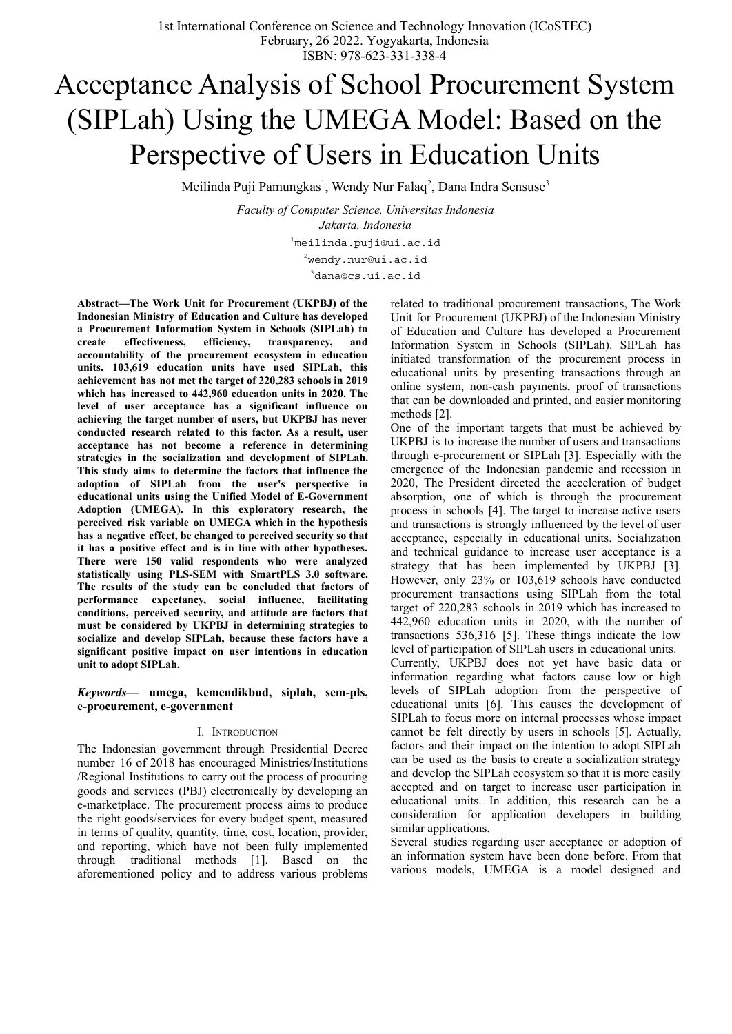# Acceptance Analysis of School Procurement System (SIPLah) Using the UMEGA Model: Based on the Perspective of Users in Education Units

Meilinda Puji Pamungkas[1], Wendy Nur Falaq[2], Dana Indra Sensuse[3]

*Faculty of Computer Science, Universitas Indonesia*
*Jakarta, Indonesia*

[1]meilinda.puji@ui.ac.id
[2]wendy.nur@ui.ac.id
[3]dana@cs.ui.ac.id

***Abstract*—The Work Unit for Procurement (UKPBJ) of the Indonesian Ministry of Education and Culture has developed a Procurement Information System in Schools (SIPLah) to create effectiveness, efficiency, transparency, and accountability of the procurement ecosystem in education units. 103,619 education units have used SIPLah, this achievement has not met the target of 220,283 schools in 2019 which has increased to 442,960 education units in 2020. The level of user acceptance has a significant influence on achieving the target number of users, but UKPBJ has never conducted research related to this factor. As a result, user acceptance has not become a reference in determining strategies in the socialization and development of SIPLah. This study aims to determine the factors that influence the adoption of SIPLah from the user's perspective in educational units using the Unified Model of E-Government Adoption (UMEGA). In this exploratory research, the perceived risk variable on UMEGA which in the hypothesis has a negative effect, be changed to perceived security so that it has a positive effect and is in line with other hypotheses. There were 150 valid respondents who were analyzed statistically using PLS-SEM with SmartPLS 3.0 software. The results of the study can be concluded that factors of performance expectancy, social influence, facilitating conditions, perceived security, and attitude are factors that must be considered by UKPBJ in determining strategies to socialize and develop SIPLah, because these factors have a significant positive impact on user intentions in education unit to adopt SIPLah.**

***Keywords*— umega, kemendikbud, siplah, sem-pls, e-procurement, e-government**

## I. Introduction

The Indonesian government through Presidential Decree number 16 of 2018 has encouraged Ministries/Institutions /Regional Institutions to carry out the process of procuring goods and services (PBJ) electronically by developing an e-marketplace. The procurement process aims to produce the right goods/services for every budget spent, measured in terms of quality, quantity, time, cost, location, provider, and reporting, which have not been fully implemented through traditional methods [1]. Based on the aforementioned policy and to address various problems related to traditional procurement transactions, The Work Unit for Procurement (UKPBJ) of the Indonesian Ministry of Education and Culture has developed a Procurement Information System in Schools (SIPLah). SIPLah has initiated transformation of the procurement process in education units by presenting transactions through an online system, non-cash payments, proof of transactions that can be downloaded and printed, and easier monitoring methods [2].

One of the important targets that must be achieved by UKPBJ is to increase the number of users and transactions through e-procurement or SIPLah [3]. Especially with the emergence of the Indonesian pandemic and recession in 2020, The President directed the acceleration of budget absorption, one of which is through the procurement process in schools [4]. The target to increase active users and transactions is strongly influenced by the level of user acceptance, especially in educational units. Socialization and technical guidance to increase user acceptance is a strategy that has been implemented by UKPBJ [3]. However, only 23% or 103,619 schools have conducted procurement transactions using SIPLah from the total target of 220,283 schools in 2019 which has increased to 442,960 education units in 2020, with the number of transactions 536,316 [5]. These things indicate the low level of participation of SIPLah users in educational units.

Currently, UKPBJ does not yet have basic data or information regarding what factors cause low or high levels of SIPLah adoption from the perspective of educational units [6]. This causes the development of SIPLah to focus more on internal processes whose impact cannot be felt directly by users in schools [5]. Actually, factors and their impact on the intention to adopt SIPLah can be used as the basis to create a socialization strategy and develop the SIPLah ecosystem so that it is more easily accepted and on target to increase user participation in educational units. In addition, this research can be a consideration for application developers in building similar applications.

Several studies regarding user acceptance or adoption of an information system have been done before. From that various models, UMEGA is a model designed and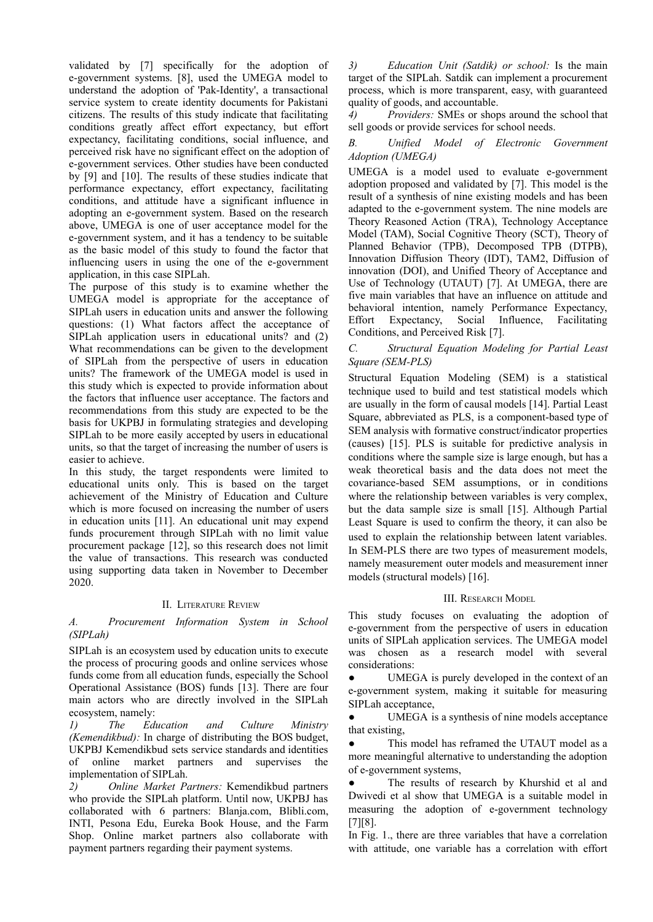validated by [7] specifically for the adoption of e-government systems. [8], used the UMEGA model to understand the adoption of 'Pak-Identity', a transactional service system to create identity documents for Pakistani citizens. The results of this study indicate that facilitating conditions greatly affect effort expectancy, but effort expectancy, facilitating conditions, social influence, and perceived risk have no significant effect on the adoption of e-government services. Other studies have been conducted by [9] and [10]. The results of these studies indicate that performance expectancy, effort expectancy, facilitating conditions, and attitude have a significant influence in adopting an e-government system. Based on the research above, UMEGA is one of user acceptance model for the e-government system, and it has a tendency to be suitable as the basic model of this study to found the factor that influencing users in using the one of the e-government application, in this case SIPLah.

The purpose of this study is to examine whether the UMEGA model is appropriate for the acceptance of SIPLah users in education units and answer the following questions: (1) What factors affect the acceptance of SIPLah application users in educational units? and (2) What recommendations can be given to the development of SIPLah from the perspective of users in education units? The framework of the UMEGA model is used in this study which is expected to provide information about the factors that influence user acceptance. The factors and recommendations from this study are expected to be the basis for UKPBJ in formulating strategies and developing SIPLah to be more easily accepted by users in educational units, so that the target of increasing the number of users is easier to achieve.

In this study, the target respondents were limited to educational units only. This is based on the target achievement of the Ministry of Education and Culture which is more focused on increasing the number of users in education units [11]. An educational unit may expend funds procurement through SIPLah with no limit value procurement package [12], so this research does not limit the value of transactions. This research was conducted using supporting data taken in November to December 2020.

## II. Literature Review

### A. Procurement Information System in School (SIPLah)

SIPLah is an ecosystem used by education units to execute the process of procuring goods and online services whose funds come from all education funds, especially the School Operational Assistance (BOS) funds [13]. There are four main actors who are directly involved in the SIPLah ecosystem, namely:

*1) The Education and Culture Ministry (Kemendikbud):* In charge of distributing the BOS budget, UKPBJ Kemendikbud sets service standards and identities of online market partners and supervises the implementation of SIPLah.

*2) Online Market Partners:* Kemendikbud partners who provide the SIPLah platform. Until now, UKPBJ has collaborated with 6 partners: Blanja.com, Blibli.com, INTI, Pesona Edu, Eureka Book House, and the Farm Shop. Online market partners also collaborate with payment partners regarding their payment systems.

*3) Education Unit (Satdik) or school:* Is the main target of the SIPLah. Satdik can implement a procurement process, which is more transparent, easy, with guaranteed quality of goods, and accountable.

*4) Providers:* SMEs or shops around the school that sell goods or provide services for school needs.

### B. Unified Model of Electronic Government Adoption (UMEGA)

UMEGA is a model used to evaluate e-government adoption proposed and validated by [7]. This model is the result of a synthesis of nine existing models and has been adapted to the e-government system. The nine models are Theory Reasoned Action (TRA), Technology Acceptance Model (TAM), Social Cognitive Theory (SCT), Theory of Planned Behavior (TPB), Decomposed TPB (DTPB), Innovation Diffusion Theory (IDT), TAM2, Diffusion of innovation (DOI), and Unified Theory of Acceptance and Use of Technology (UTAUT) [7]. At UMEGA, there are five main variables that have an influence on attitude and behavioral intention, namely Performance Expectancy, Effort Expectancy, Social Influence, Facilitating Conditions, and Perceived Risk [7].

### C. Structural Equation Modeling for Partial Least Square (SEM-PLS)

Structural Equation Modeling (SEM) is a statistical technique used to build and test statistical models which are usually in the form of causal models [14]. Partial Least Square, abbreviated as PLS, is a component-based type of SEM analysis with formative construct/indicator properties (causes) [15]. PLS is suitable for predictive analysis in conditions where the sample size is large enough, but has a weak theoretical basis and the data does not meet the covariance-based SEM assumptions, or in conditions where the relationship between variables is very complex, but the data sample size is small [15]. Although Partial Least Square is used to confirm the theory, it can also be used to explain the relationship between latent variables. In SEM-PLS there are two types of measurement models, namely measurement outer models and measurement inner models (structural models) [16].

## III. Research Model

This study focuses on evaluating the adoption of e-government from the perspective of users in education units of SIPLah application services. The UMEGA model was chosen as a research model with several considerations:

- UMEGA is purely developed in the context of an e-government system, making it suitable for measuring SIPLah acceptance,
- UMEGA is a synthesis of nine models acceptance that existing,
- This model has reframed the UTAUT model as a more meaningful alternative to understanding the adoption of e-government systems,
- The results of research by Khurshid et al and Dwivedi et al show that UMEGA is a suitable model in measuring the adoption of e-government technology [7][8].

In Fig. 1., there are three variables that have a correlation with attitude, one variable has a correlation with effort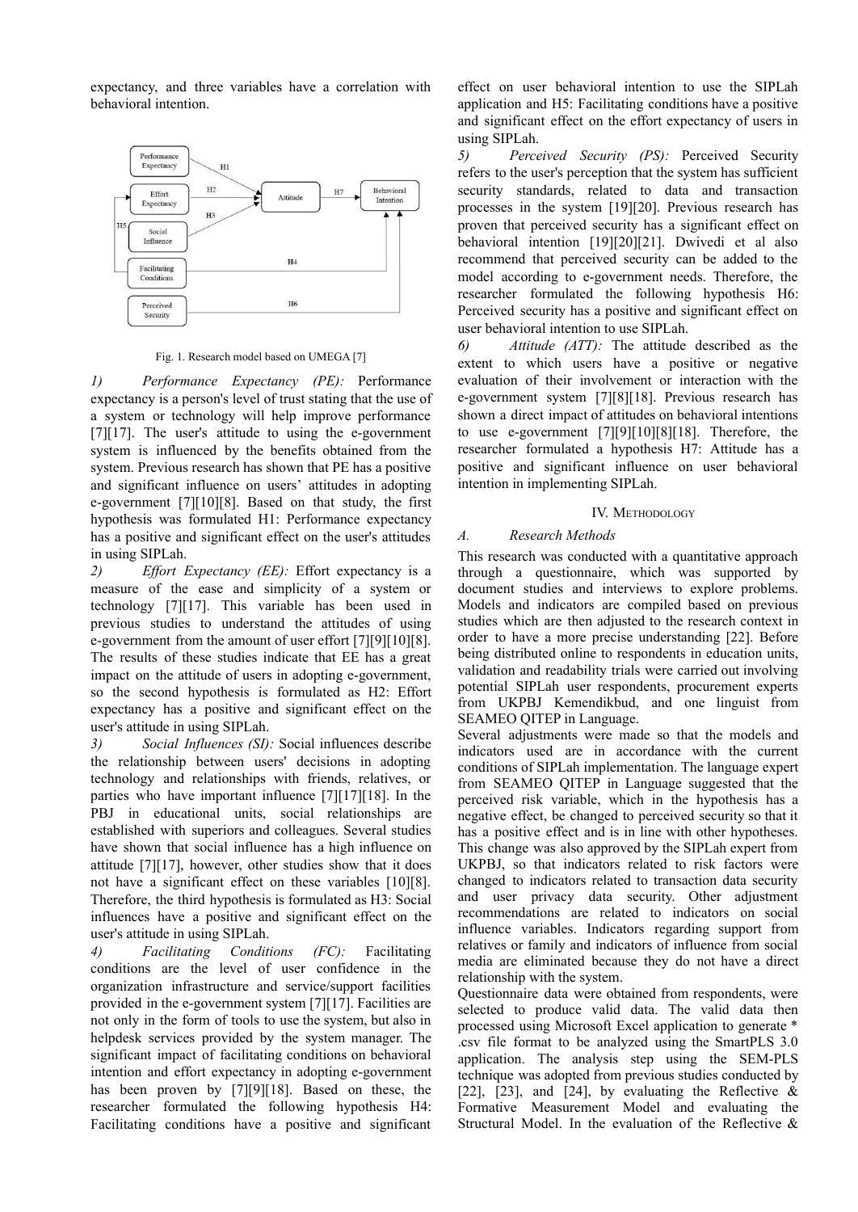expectancy, and three variables have a correlation with behavioral intention.

Fig. 1. Research model based on UMEGA [7]

*1) Performance Expectancy (PE):* Performance expectancy is a person's level of trust stating that the use of a system or technology will help improve performance [7][17]. The user's attitude to using the e-government system is influenced by the benefits obtained from the system. Previous research has shown that PE has a positive and significant influence on users' attitudes in adopting e-government [7][10][8]. Based on that study, the first hypothesis was formulated H1: Performance expectancy has a positive and significant effect on the user's attitudes in using SIPLah.

*2) Effort Expectancy (EE):* Effort expectancy is a measure of the ease and simplicity of a system or technology [7][17]. This variable has been used in previous studies to understand the attitudes of using e-government from the amount of user effort [7][9][10][8]. The results of these studies indicate that EE has a great impact on the attitude of users in adopting e-government, so the second hypothesis is formulated as H2: Effort expectancy has a positive and significant effect on the user's attitude in using SIPLah.

*3) Social Influences (SI):* Social influences describe the relationship between users' decisions in adopting technology and relationships with friends, relatives, or parties who have important influence [7][17][18]. In the PBJ in educational units, social relationships are established with superiors and colleagues. Several studies have shown that social influence has a high influence on attitude [7][17], however, other studies show that it does not have a significant effect on these variables [10][8]. Therefore, the third hypothesis is formulated as H3: Social influences have a positive and significant effect on the user's attitude in using SIPLah.

*4) Facilitating Conditions (FC):* Facilitating conditions are the level of user confidence in the organization infrastructure and service/support facilities provided in the e-government system [7][17]. Facilities are not only in the form of tools to use the system, but also in helpdesk services provided by the system manager. The significant impact of facilitating conditions on behavioral intention and effort expectancy in adopting e-government has been proven by [7][9][18]. Based on these, the researcher formulated the following hypothesis H4: Facilitating conditions have a positive and significant effect on user behavioral intention to use the SIPLah application and H5: Facilitating conditions have a positive and significant effect on the effort expectancy of users in using SIPLah.

*5) Perceived Security (PS):* Perceived Security refers to the user's perception that the system has sufficient security standards, related to data and transaction processes in the system [19][20]. Previous research has proven that perceived security has a significant effect on behavioral intention [19][20][21]. Dwivedi et al also recommend that perceived security can be added to the model according to e-government needs. Therefore, the researcher formulated the following hypothesis H6: Perceived security has a positive and significant effect on user behavioral intention to use SIPLah.

*6) Attitude (ATT):* The attitude described as the extent to which users have a positive or negative evaluation of their involvement or interaction with the e-government system [7][8][18]. Previous research has shown a direct impact of attitudes on behavioral intentions to use e-government [7][9][10][8][18]. Therefore, the researcher formulated a hypothesis H7: Attitude has a positive and significant influence on user behavioral intention in implementing SIPLah.

## IV. Methodology

### *A. Research Methods*

This research was conducted with a quantitative approach through a questionnaire, which was supported by document studies and interviews to explore problems. Models and indicators are compiled based on previous studies which are then adjusted to the research context in order to have a more precise understanding [22]. Before being distributed online to respondents in education units, validation and readability trials were carried out involving potential SIPLah user respondents, procurement experts from UKPBJ Kemendikbud, and one linguist from SEAMEO QITEP in Language.

Several adjustments were made so that the models and indicators used are in accordance with the current conditions of SIPLah implementation. The language expert from SEAMEO QITEP in Language suggested that the perceived risk variable, which in the hypothesis has a negative effect, be changed to perceived security so that it has a positive effect and is in line with other hypotheses. This change was also approved by the SIPLah expert from UKPBJ, so that indicators related to risk factors were changed to indicators related to transaction data security and user privacy data security. Other adjustment recommendations are related to indicators on social influence variables. Indicators regarding support from relatives or family and indicators of influence from social media are eliminated because they do not have a direct relationship with the system.

Questionnaire data were obtained from respondents, were selected to produce valid data. The valid data then processed using Microsoft Excel application to generate * .csv file format to be analyzed using the SmartPLS 3.0 application. The analysis step using the SEM-PLS technique was adopted from previous studies conducted by [22], [23], and [24], by evaluating the Reflective & Formative Measurement Model and evaluating the Structural Model. In the evaluation of the Reflective &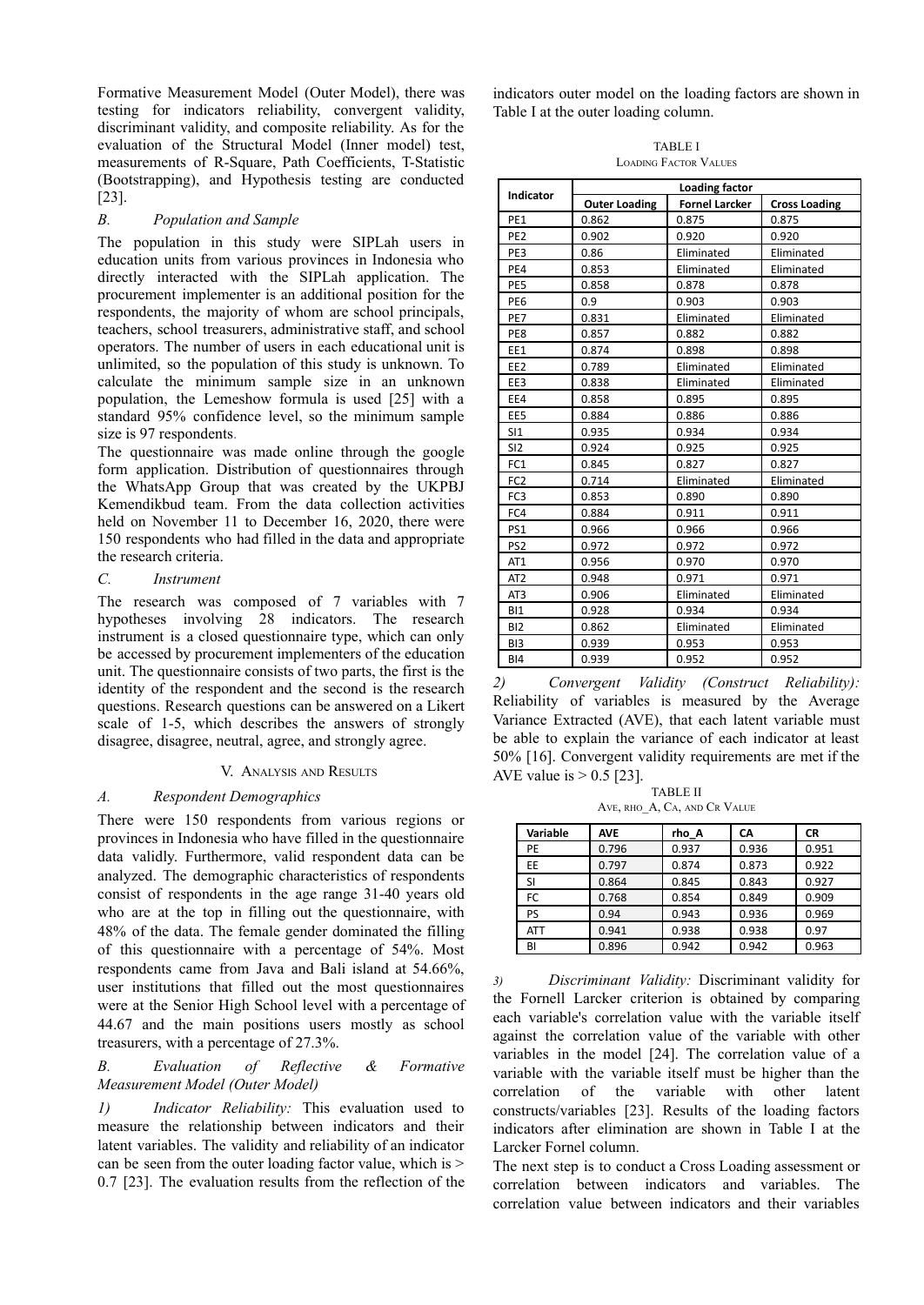Formative Measurement Model (Outer Model), there was testing for indicators reliability, convergent validity, discriminant validity, and composite reliability. As for the evaluation of the Structural Model (Inner model) test, measurements of R-Square, Path Coefficients, T-Statistic (Bootstrapping), and Hypothesis testing are conducted [23].

### *B. Population and Sample*

The population in this study were SIPLah users in education units from various provinces in Indonesia who directly interacted with the SIPLah application. The procurement implementer is an additional position for the respondents, the majority of whom are school principals, teachers, school treasurers, administrative staff, and school operators. The number of users in each educational unit is unlimited, so the population of this study is unknown. To calculate the minimum sample size in an unknown population, the Lemeshow formula is used [25] with a standard 95% confidence level, so the minimum sample size is 97 respondents.

The questionnaire was made online through the google form application. Distribution of questionnaires through the WhatsApp Group that was created by the UKPBJ Kemendikbud team. From the data collection activities held on November 11 to December 16, 2020, there were 150 respondents who had filled in the data and appropriate the research criteria.

### *C. Instrument*

The research was composed of 7 variables with 7 hypotheses involving 28 indicators. The research instrument is a closed questionnaire type, which can only be accessed by procurement implementers of the education unit. The questionnaire consists of two parts, the first is the identity of the respondent and the second is the research questions. Research questions can be answered on a Likert scale of 1-5, which describes the answers of strongly disagree, disagree, neutral, agree, and strongly agree.

## V. Analysis and Results

### *A. Respondent Demographics*

There were 150 respondents from various regions or provinces in Indonesia who have filled in the questionnaire data validly. Furthermore, valid respondent data can be analyzed. The demographic characteristics of respondents consist of respondents in the age range 31-40 years old who are at the top in filling out the questionnaire, with 48% of the data. The female gender dominated the filling of this questionnaire with a percentage of 54%. Most respondents came from Java and Bali island at 54.66%, user institutions that filled out the most questionnaires were at the Senior High School level with a percentage of 44.67 and the main positions users mostly as school treasurers, with a percentage of 27.3%.

### *B. Evaluation of Reflective & Formative Measurement Model (Outer Model)*

*1) Indicator Reliability:* This evaluation used to measure the relationship between indicators and their latent variables. The validity and reliability of an indicator can be seen from the outer loading factor value, which is > 0.7 [23]. The evaluation results from the reflection of the indicators outer model on the loading factors are shown in Table I at the outer loading column.

TABLE I
Loading Factor Values

| Indicator | Loading factor | | |
|---|---|---|---|
| | Outer Loading | Fornel Larcker | Cross Loading |
| PE1 | 0.862 | 0.875 | 0.875 |
| PE2 | 0.902 | 0.920 | 0.920 |
| PE3 | 0.86 | Eliminated | Eliminated |
| PE4 | 0.853 | Eliminated | Eliminated |
| PE5 | 0.858 | 0.878 | 0.878 |
| PE6 | 0.9 | 0.903 | 0.903 |
| PE7 | 0.831 | Eliminated | Eliminated |
| PE8 | 0.857 | 0.882 | 0.882 |
| EE1 | 0.874 | 0.898 | 0.898 |
| EE2 | 0.789 | Eliminated | Eliminated |
| EE3 | 0.838 | Eliminated | Eliminated |
| EE4 | 0.858 | 0.895 | 0.895 |
| EE5 | 0.884 | 0.886 | 0.886 |
| SI1 | 0.935 | 0.934 | 0.934 |
| SI2 | 0.924 | 0.925 | 0.925 |
| FC1 | 0.845 | 0.827 | 0.827 |
| FC2 | 0.714 | Eliminated | Eliminated |
| FC3 | 0.853 | 0.890 | 0.890 |
| FC4 | 0.884 | 0.911 | 0.911 |
| PS1 | 0.966 | 0.966 | 0.966 |
| PS2 | 0.972 | 0.972 | 0.972 |
| AT1 | 0.956 | 0.970 | 0.970 |
| AT2 | 0.948 | 0.971 | 0.971 |
| AT3 | 0.906 | Eliminated | Eliminated |
| BI1 | 0.928 | 0.934 | 0.934 |
| BI2 | 0.862 | Eliminated | Eliminated |
| BI3 | 0.939 | 0.953 | 0.953 |
| BI4 | 0.939 | 0.952 | 0.952 |

*2) Convergent Validity (Construct Reliability):* Reliability of variables is measured by the Average Variance Extracted (AVE), that each latent variable must be able to explain the variance of each indicator at least 50% [16]. Convergent validity requirements are met if the AVE value is > 0.5 [23].

TABLE II
AVE, rho_A, CA, and CR Value

| Variable | AVE | rho_A | CA | CR |
|---|---|---|---|---|
| PE | 0.796 | 0.937 | 0.936 | 0.951 |
| EE | 0.797 | 0.874 | 0.873 | 0.922 |
| SI | 0.864 | 0.845 | 0.843 | 0.927 |
| FC | 0.768 | 0.854 | 0.849 | 0.909 |
| PS | 0.94 | 0.943 | 0.936 | 0.969 |
| ATT | 0.941 | 0.938 | 0.938 | 0.97 |
| BI | 0.896 | 0.942 | 0.942 | 0.963 |

*3) Discriminant Validity:* Discriminant validity for the Fornell Larcker criterion is obtained by comparing each variable's correlation value with the variable itself against the correlation value of the variable with other variables in the model [24]. The correlation value of a variable with the variable itself must be higher than the correlation of the variable with other latent constructs/variables [23]. Results of the loading factors indicators after elimination are shown in Table I at the Larcker Fornel column.

The next step is to conduct a Cross Loading assessment or correlation between indicators and variables. The correlation value between indicators and their variables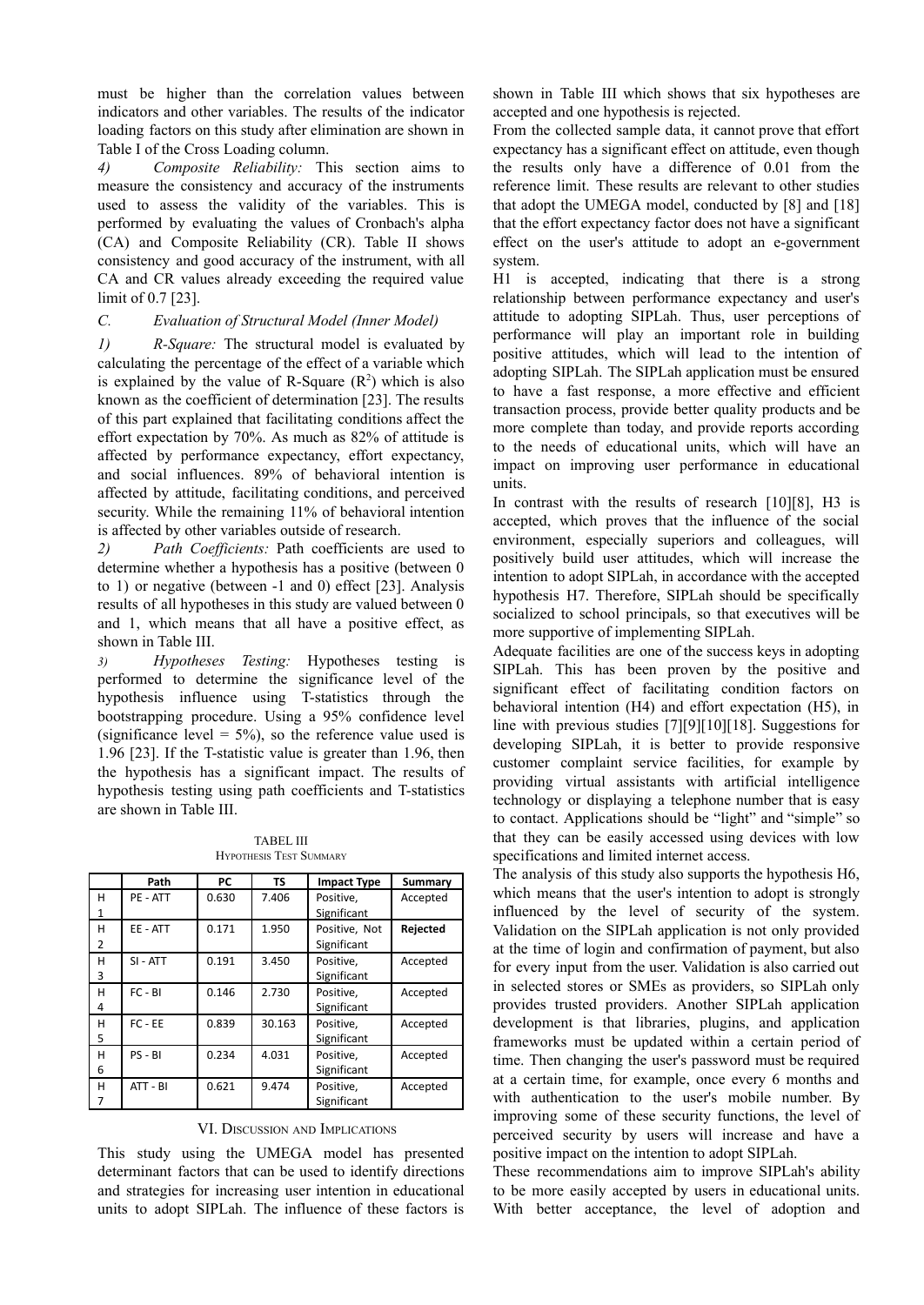must be higher than the correlation values between indicators and other variables. The results of the indicator loading factors on this study after elimination are shown in Table I of the Cross Loading column.

*4) Composite Reliability:* This section aims to measure the consistency and accuracy of the instruments used to assess the validity of the variables. This is performed by evaluating the values of Cronbach's alpha (CA) and Composite Reliability (CR). Table II shows consistency and good accuracy of the instrument, with all CA and CR values already exceeding the required value limit of 0.7 [23].

### *C. Evaluation of Structural Model (Inner Model)*

*1) R-Square:* The structural model is evaluated by calculating the percentage of the effect of a variable which is explained by the value of R-Square ($R^2$) which is also known as the coefficient of determination [23]. The results of this part explained that facilitating conditions affect the effort expectation by 70%. As much as 82% of attitude is affected by performance expectancy, effort expectancy, and social influences. 89% of behavioral intention is affected by attitude, facilitating conditions, and perceived security. While the remaining 11% of behavioral intention is affected by other variables outside of research.

*2) Path Coefficients:* Path coefficients are used to determine whether a hypothesis has a positive (between 0 to 1) or negative (between -1 and 0) effect [23]. Analysis results of all hypotheses in this study are valued between 0 and 1, which means that all have a positive effect, as shown in Table III.

*3) Hypotheses Testing:* Hypotheses testing is performed to determine the significance level of the hypothesis influence using T-statistics through the bootstrapping procedure. Using a 95% confidence level (significance level = 5%), so the reference value used is 1.96 [23]. If the T-statistic value is greater than 1.96, then the hypothesis has a significant impact. The results of hypothesis testing using path coefficients and T-statistics are shown in Table III.

TABEL III
HYPOTHESIS TEST SUMMARY

| | Path | PC | TS | Impact Type | Summary |
|---|---|---|---|---|---|
| H1 | PE - ATT | 0.630 | 7.406 | Positive, Significant | Accepted |
| H2 | EE - ATT | 0.171 | 1.950 | Positive, Not Significant | **Rejected** |
| H3 | SI - ATT | 0.191 | 3.450 | Positive, Significant | Accepted |
| H4 | FC - BI | 0.146 | 2.730 | Positive, Significant | Accepted |
| H5 | FC - EE | 0.839 | 30.163 | Positive, Significant | Accepted |
| H6 | PS - BI | 0.234 | 4.031 | Positive, Significant | Accepted |
| H7 | ATT - BI | 0.621 | 9.474 | Positive, Significant | Accepted |

## VI. DISCUSSION AND IMPLICATIONS

This study using the UMEGA model has presented determinant factors that can be used to identify directions and strategies for increasing user intention in educational units to adopt SIPLah. The influence of these factors is shown in Table III which shows that six hypotheses are accepted and one hypothesis is rejected.

From the collected sample data, it cannot prove that effort expectancy has a significant effect on attitude, even though the results only have a difference of 0.01 from the reference limit. These results are relevant to other studies that adopt the UMEGA model, conducted by [8] and [18] that the effort expectancy factor does not have a significant effect on the user's attitude to adopt an e-government system.

H1 is accepted, indicating that there is a strong relationship between performance expectancy and user's attitude to adopting SIPLah. Thus, user perceptions of performance will play an important role in building positive attitudes, which will lead to the intention of adopting SIPLah. The SIPLah application must be ensured to have a fast response, a more effective and efficient transaction process, provide better quality products and be more complete than today, and provide reports according to the needs of educational units, which will have an impact on improving user performance in educational units.

In contrast with the results of research [10][8], H3 is accepted, which proves that the influence of the social environment, especially superiors and colleagues, will positively build user attitudes, which will increase the intention to adopt SIPLah, in accordance with the accepted hypothesis H7. Therefore, SIPLah should be specifically socialized to school principals, so that executives will be more supportive of implementing SIPLah.

Adequate facilities are one of the success keys in adopting SIPLah. This has been proven by the positive and significant effect of facilitating condition factors on behavioral intention (H4) and effort expectation (H5), in line with previous studies [7][9][10][18]. Suggestions for developing SIPLah, it is better to provide responsive customer complaint service facilities, for example by providing virtual assistants with artificial intelligence technology or displaying a telephone number that is easy to contact. Applications should be "light" and "simple" so that they can be easily accessed using devices with low specifications and limited internet access.

The analysis of this study also supports the hypothesis H6, which means that the user's intention to adopt is strongly influenced by the level of security of the system. Validation on the SIPLah application is not only provided at the time of login and confirmation of payment, but also for every input from the user. Validation is also carried out in selected stores or SMEs as providers, so SIPLah only provides trusted providers. Another SIPLah application development is that libraries, plugins, and application frameworks must be updated within a certain period of time. Then changing the user's password must be required at a certain time, for example, once every 6 months and with authentication to the user's mobile number. By improving some of these security functions, the level of perceived security by users will increase and have a positive impact on the intention to adopt SIPLah.

These recommendations aim to improve SIPLah's ability to be more easily accepted by users in educational units. With better acceptance, the level of adoption and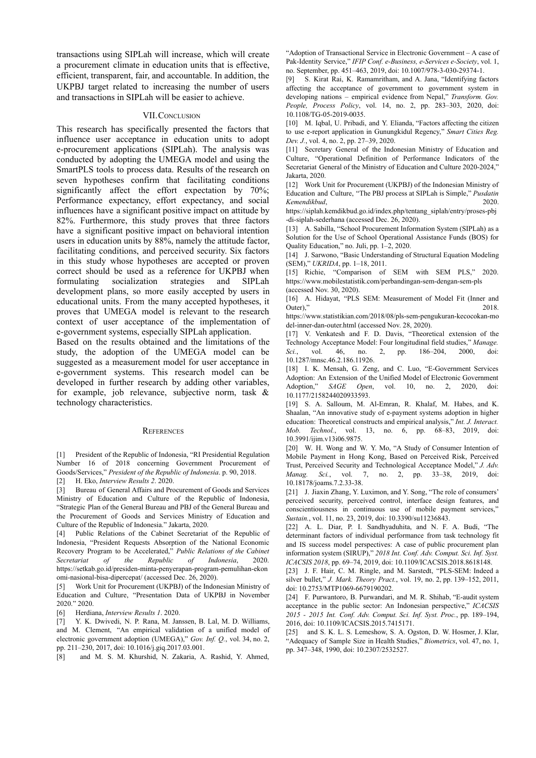transactions using SIPLah will increase, which will create a procurement climate in education units that is effective, efficient, transparent, fair, and accountable. In addition, the UKPBJ target related to increasing the number of users and transactions in SIPLah will be easier to achieve.

## VII. Conclusion

This research has specifically presented the factors that influence user acceptance in education units to adopt e-procurement applications (SIPLah). The analysis was conducted by adopting the UMEGA model and using the SmartPLS tools to process data. Results of the research on seven hypotheses confirm that facilitating conditions significantly affect the effort expectation by 70%; Performance expectancy, effort expectancy, and social influences have a significant positive impact on attitude by 82%. Furthermore, this study proves that three factors have a significant positive impact on behavioral intention users in education units by 88%, namely the attitude factor, facilitating conditions, and perceived security. Six factors in this study whose hypotheses are accepted or proven correct should be used as a reference for UKPBJ when formulating socialization strategies and SIPLah development plans, so more easily accepted by users in educational units. From the many accepted hypotheses, it proves that UMEGA model is relevant to the research context of user acceptance of the implementation of e-government systems, especially SIPLah application.

Based on the results obtained and the limitations of the study, the adoption of the UMEGA model can be suggested as a measurement model for user acceptance in e-government systems. This research model can be developed in further research by adding other variables, for example, job relevance, subjective norm, task & technology characteristics.

## References

[1] President of the Republic of Indonesia, "RI Presidential Regulation Number 16 of 2018 concerning Government Procurement of Goods/Services," *President of the Republic of Indonesia*. p. 90, 2018.

[2] H. Eko, *Interview Results 2*. 2020.

[3] Bureau of General Affairs and Procurement of Goods and Services Ministry of Education and Culture of the Republic of Indonesia, "Strategic Plan of the General Bureau and PBJ of the General Bureau and the Procurement of Goods and Services Ministry of Education and Culture of the Republic of Indonesia." Jakarta, 2020.

[4] Public Relations of the Cabinet Secretariat of the Republic of Indonesia, "President Requests Absorption of the National Economic Recovery Program to be Accelerated," *Public Relations of the Cabinet Secretariat of the Republic of Indonesia*, 2020. https://setkab.go.id/presiden-minta-penyerapan-program-pemulihan-ekonomi-nasional-bisa-dipercepat/ (accessed Dec. 26, 2020).

[5] Work Unit for Procurement (UKPBJ) of the Indonesian Ministry of Education and Culture, "Presentation Data of UKPBJ in November 2020." 2020.

[6] Herdiana, *Interview Results 1*. 2020.

[7] Y. K. Dwivedi, N. P. Rana, M. Janssen, B. Lal, M. D. Williams, and M. Clement, "An empirical validation of a unified model of electronic government adoption (UMEGA)," *Gov. Inf. Q.*, vol. 34, no. 2, pp. 211–230, 2017, doi: 10.1016/j.giq.2017.03.001.

[8] and M. S. M. Khurshid, N. Zakaria, A. Rashid, Y. Ahmed, "Adoption of Transactional Service in Electronic Government – A case of Pak-Identity Service," *IFIP Conf. e-Business, e-Services e-Society*, vol. 1, no. September, pp. 451–463, 2019, doi: 10.1007/978-3-030-29374-1.

[9] S. Kirat Rai, K. Ramamritham, and A. Jana, "Identifying factors affecting the acceptance of government to government system in developing nations – empirical evidence from Nepal," *Transform. Gov. People, Process Policy*, vol. 14, no. 2, pp. 283–303, 2020, doi: 10.1108/TG-05-2019-0035.

[10] M. Iqbal, U. Pribadi, and Y. Elianda, "Factors affecting the citizen to use e-report application in Gunungkidul Regency," *Smart Cities Reg. Dev. J.*, vol. 4, no. 2, pp. 27–39, 2020.

[11] Secretary General of the Indonesian Ministry of Education and Culture, "Operational Definition of Performance Indicators of the Secretariat General of the Ministry of Education and Culture 2020-2024," Jakarta, 2020.

[12] Work Unit for Procurement (UKPBJ) of the Indonesian Ministry of Education and Culture, "The PBJ process at SIPLah is Simple," *Pusdatin Kemendikbud*, 2020. https://siplah.kemdikbud.go.id/index.php/tentang_siplah/entry/proses-pbj-di-siplah-sederhana (accessed Dec. 26, 2020).

[13] A. Sabilla, "School Procurement Information System (SIPLah) as a Solution for the Use of School Operational Assistance Funds (BOS) for Quality Education," no. Juli, pp. 1–2, 2020.

[14] J. Sarwono, "Basic Understanding of Structural Equation Modeling (SEM)," *UKRIDA*, pp. 1–18, 2011.

[15] Richie, "Comparison of SEM with SEM PLS," 2020. https://www.mobilestatistik.com/perbandingan-sem-dengan-sem-pls (accessed Nov. 30, 2020).

[16] A. Hidayat, "PLS SEM: Measurement of Model Fit (Inner and Outer)," 2018. https://www.statistikian.com/2018/08/pls-sem-pengukuran-kecocokan-model-inner-dan-outer.html (accessed Nov. 28, 2020).

[17] V. Venkatesh and F. D. Davis, "Theoretical extension of the Technology Acceptance Model: Four longitudinal field studies," *Manage. Sci.*, vol. 46, no. 2, pp. 186–204, 2000, doi: 10.1287/mnsc.46.2.186.11926.

[18] I. K. Mensah, G. Zeng, and C. Luo, "E-Government Services Adoption: An Extension of the Unified Model of Electronic Government Adoption," *SAGE Open*, vol. 10, no. 2, 2020, doi: 10.1177/2158244020933593.

[19] S. A. Salloum, M. Al-Emran, R. Khalaf, M. Habes, and K. Shaalan, "An innovative study of e-payment systems adoption in higher education: Theoretical constructs and empirical analysis," *Int. J. Interact. Mob. Technol.*, vol. 13, no. 6, pp. 68–83, 2019, doi: 10.3991/ijim.v13i06.9875.

[20] W. H. Wong and W. Y. Mo, "A Study of Consumer Intention of Mobile Payment in Hong Kong, Based on Perceived Risk, Perceived Trust, Perceived Security and Technological Acceptance Model," *J. Adv. Manag. Sci.*, vol. 7, no. 2, pp. 33–38, 2019, doi: 10.18178/joams.7.2.33-38.

[21] J. Jiaxin Zhang, Y. Luximon, and Y. Song, "The role of consumers' perceived security, perceived control, interface design features, and conscientiousness in continuous use of mobile payment services," *Sustain.*, vol. 11, no. 23, 2019, doi: 10.3390/su11236843.

[22] A. L. Diar, P. I. Sandhyaduhita, and N. F. A. Budi, "The determinant factors of individual performance from task technology fit and IS success model perspectives: A case of public procurement plan information system (SIRUP)," *2018 Int. Conf. Adv. Comput. Sci. Inf. Syst. ICACSIS 2018*, pp. 69–74, 2019, doi: 10.1109/ICACSIS.2018.8618148.

[23] J. F. Hair, C. M. Ringle, and M. Sarstedt, "PLS-SEM: Indeed a silver bullet," *J. Mark. Theory Pract.*, vol. 19, no. 2, pp. 139–152, 2011, doi: 10.2753/MTP1069-6679190202.

[24] F. Purwantoro, B. Purwandari, and M. R. Shihab, "E-audit system acceptance in the public sector: An Indonesian perspective," *ICACSIS 2015 - 2015 Int. Conf. Adv. Comput. Sci. Inf. Syst. Proc.*, pp. 189–194, 2016, doi: 10.1109/ICACSIS.2015.7415171.

[25] and S. K. L. S. Lemeshow, S. A. Ogston, D. W. Hosmer, J. Klar, "Adequacy of Sample Size in Health Studies," *Biometrics*, vol. 47, no. 1, pp. 347–348, 1990, doi: 10.2307/2532527.